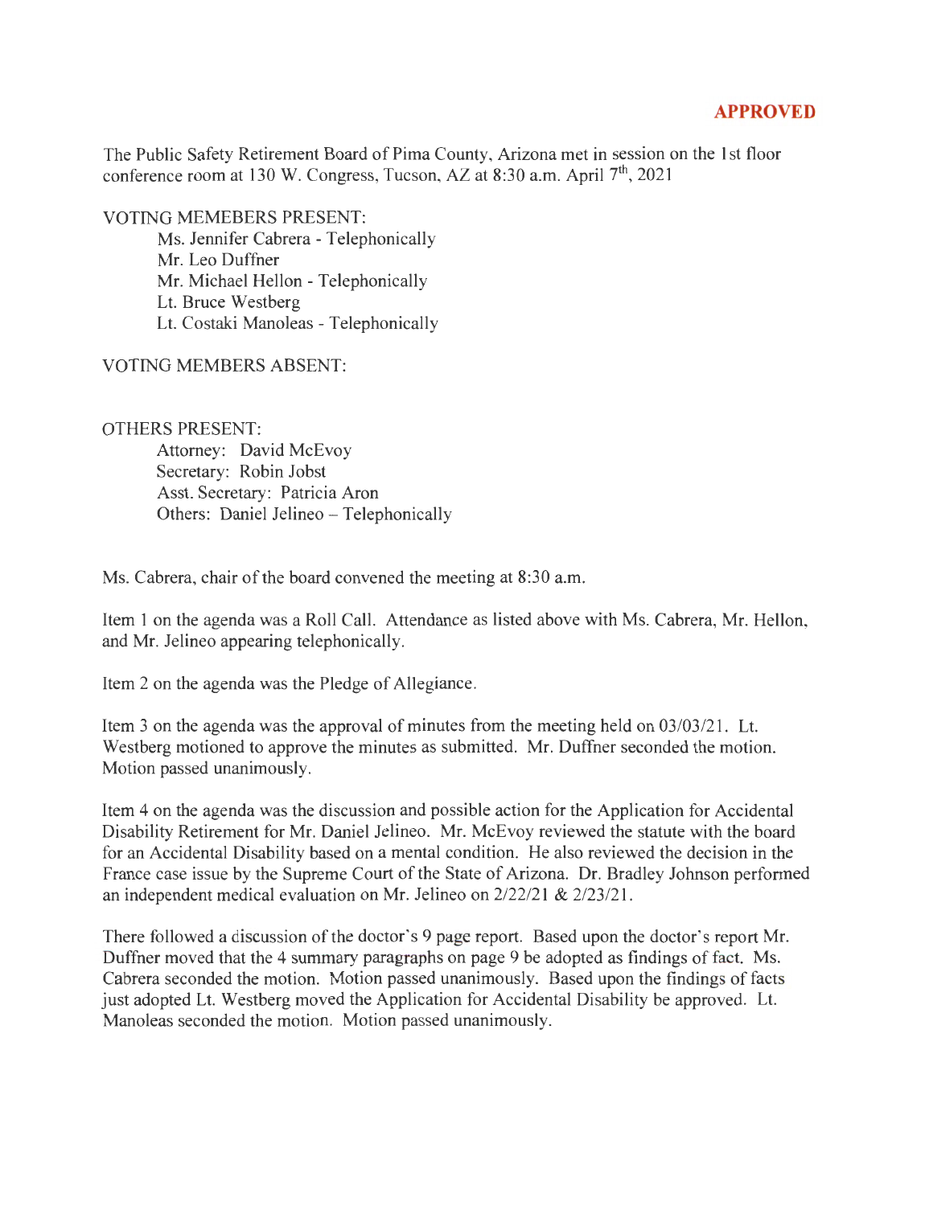**APPROVED**

The Public Safety Retirement Board of Pima County, Arizona met in session on the 1st floor conference room at 130 W. Congress, Tucson, AZ at 8:30 a.m. April 7th, 2021

VOTING MEMEBERS PRESENT:

- Ms. Jennifer Cabrera - Telephonically
- Mr. Leo Duffner
- Mr. Michael Hellon - Telephonically
- Lt. Bruce Westberg
- Lt. Costaki Manoleas - Telephonically

VOTING MEMBERS ABSENT:

OTHERS PRESENT:

- Attorney: David McEvoy
- Secretary: Robin Jobst
- Asst. Secretary: Patricia Aron
- Others: Daniel Jelineo – Telephonically

Ms. Cabrera, chair of the board convened the meeting at 8:30 a.m.

Item 1 on the agenda was a Roll Call. Attendance as listed above with Ms. Cabrera, Mr. Hellon, and Mr. Jelineo appearing telephonically.

Item 2 on the agenda was the Pledge of Allegiance.

Item 3 on the agenda was the approval of minutes from the meeting held on 03/03/21. Lt. Westberg motioned to approve the minutes as submitted. Mr. Duffner seconded the motion. Motion passed unanimously.

Item 4 on the agenda was the discussion and possible action for the Application for Accidental Disability Retirement for Mr. Daniel Jelineo. Mr. McEvoy reviewed the statute with the board for an Accidental Disability based on a mental condition. He also reviewed the decision in the France case issue by the Supreme Court of the State of Arizona. Dr. Bradley Johnson performed an independent medical evaluation on Mr. Jelineo on 2/22/21 & 2/23/21.

There followed a discussion of the doctor's 9 page report. Based upon the doctor's report Mr. Duffner moved that the 4 summary paragraphs on page 9 be adopted as findings of fact. Ms. Cabrera seconded the motion. Motion passed unanimously. Based upon the findings of facts just adopted Lt. Westberg moved the Application for Accidental Disability be approved. Lt. Manoleas seconded the motion. Motion passed unanimously.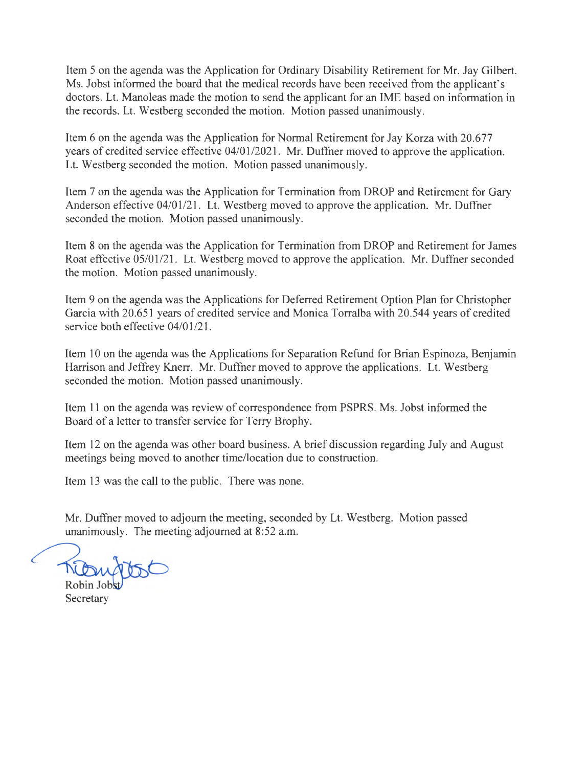Item 5 on the agenda was the Application for Ordinary Disability Retirement for Mr. Jay Gilbert. Ms. Jobst informed the board that the medical records have been received from the applicant's doctors. Lt. Manoleas made the motion to send the applicant for an IME based on information in the records. Lt. Westberg seconded the motion. Motion passed unanimously.

Item 6 on the agenda was the Application for Normal Retirement for Jay Korza with 20.677 years of credited service effective 04/01/2021. Mr. Duffner moved to approve the application. Lt. Westberg seconded the motion. Motion passed unanimously.

Item 7 on the agenda was the Application for Termination from DROP and Retirement for Gary Anderson effective 04/01/21. Lt. Westberg moved to approve the application. Mr. Duffner seconded the motion. Motion passed unanimously.

Item 8 on the agenda was the Application for Termination from DROP and Retirement for James Roat effective 05/01/21. Lt. Westberg moved to approve the application. Mr. Duffner seconded the motion. Motion passed unanimously.

Item 9 on the agenda was the Applications for Deferred Retirement Option Plan for Christopher Garcia with 20.651 years of credited service and Monica Torralba with 20.544 years of credited service both effective 04/01/21.

Item 10 on the agenda was the Applications for Separation Refund for Brian Espinoza, Benjamin Harrison and Jeffrey Knerr. Mr. Duffner moved to approve the applications. Lt. Westberg seconded the motion. Motion passed unanimously.

Item 11 on the agenda was review of correspondence from PSPRS. Ms. Jobst informed the Board of a letter to transfer service for Terry Brophy.

Item 12 on the agenda was other board business. A brief discussion regarding July and August meetings being moved to another time/location due to construction.

Item 13 was the call to the public. There was none.

Mr. Duffner moved to adjourn the meeting, seconded by Lt. Westberg. Motion passed unanimously. The meeting adjourned at 8:52 a.m.

Robin Jobst
Secretary